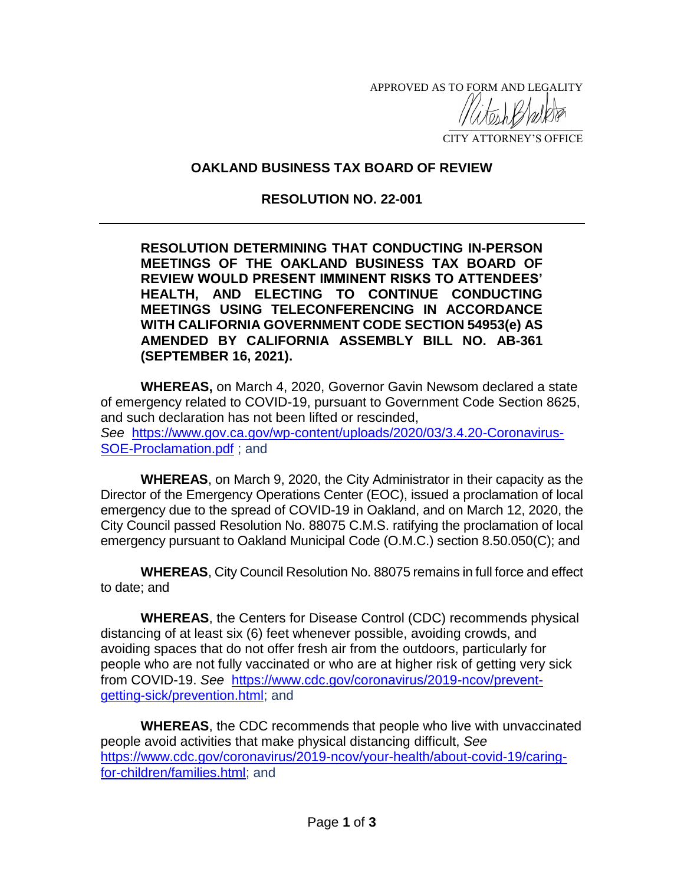APPROVED AS TO FORM AND LEGALITY

CITY ATTORNEY'S OFFICE

## OAKLAND BUSINESS TAX BOARD OF REVIEW

## RESOLUTION NO. 22-001

**RESOLUTION DETERMINING THAT CONDUCTING IN-PERSON MEETINGS OF THE OAKLAND BUSINESS TAX BOARD OF REVIEW WOULD PRESENT IMMINENT RISKS TO ATTENDEES' HEALTH, AND ELECTING TO CONTINUE CONDUCTING MEETINGS USING TELECONFERENCING IN ACCORDANCE WITH CALIFORNIA GOVERNMENT CODE SECTION 54953(e) AS AMENDED BY CALIFORNIA ASSEMBLY BILL NO. AB-361 (SEPTEMBER 16, 2021).**

**WHEREAS,** on March 4, 2020, Governor Gavin Newsom declared a state of emergency related to COVID-19, pursuant to Government Code Section 8625, and such declaration has not been lifted or rescinded, *See* https://www.gov.ca.gov/wp-content/uploads/2020/03/3.4.20-Coronavirus-SOE-Proclamation.pdf ; and

**WHEREAS**, on March 9, 2020, the City Administrator in their capacity as the Director of the Emergency Operations Center (EOC), issued a proclamation of local emergency due to the spread of COVID-19 in Oakland, and on March 12, 2020, the City Council passed Resolution No. 88075 C.M.S. ratifying the proclamation of local emergency pursuant to Oakland Municipal Code (O.M.C.) section 8.50.050(C); and

**WHEREAS**, City Council Resolution No. 88075 remains in full force and effect to date; and

**WHEREAS**, the Centers for Disease Control (CDC) recommends physical distancing of at least six (6) feet whenever possible, avoiding crowds, and avoiding spaces that do not offer fresh air from the outdoors, particularly for people who are not fully vaccinated or who are at higher risk of getting very sick from COVID-19. *See* https://www.cdc.gov/coronavirus/2019-ncov/prevent-getting-sick/prevention.html; and

**WHEREAS**, the CDC recommends that people who live with unvaccinated people avoid activities that make physical distancing difficult, *See* https://www.cdc.gov/coronavirus/2019-ncov/your-health/about-covid-19/caring-for-children/families.html; and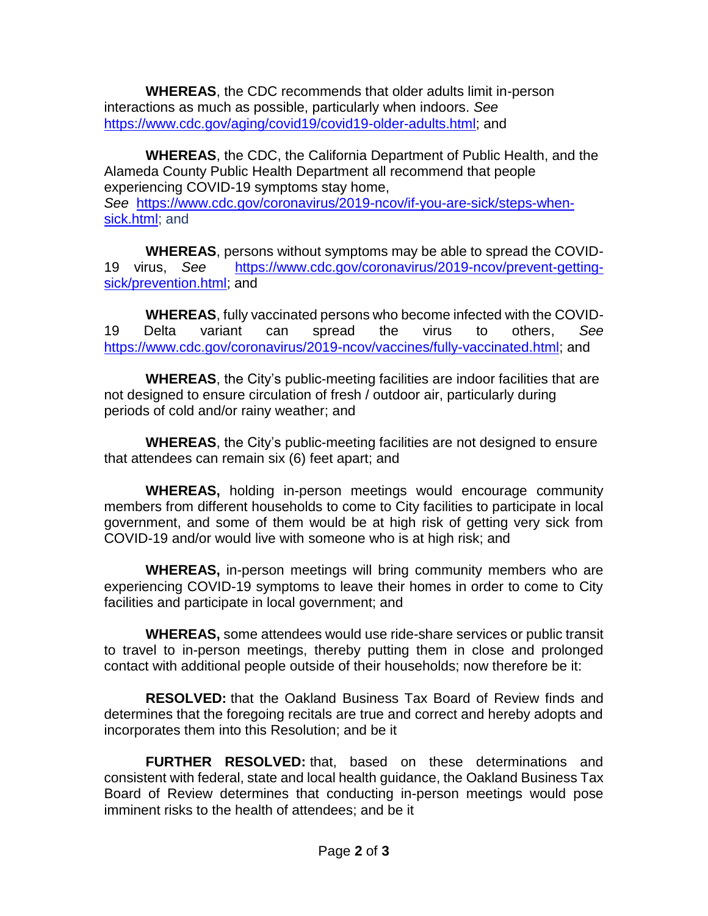**WHEREAS**, the CDC recommends that older adults limit in-person interactions as much as possible, particularly when indoors. *See* https://www.cdc.gov/aging/covid19/covid19-older-adults.html; and

**WHEREAS**, the CDC, the California Department of Public Health, and the Alameda County Public Health Department all recommend that people experiencing COVID-19 symptoms stay home, *See* https://www.cdc.gov/coronavirus/2019-ncov/if-you-are-sick/steps-when-sick.html; and

**WHEREAS**, persons without symptoms may be able to spread the COVID-19 virus, *See* https://www.cdc.gov/coronavirus/2019-ncov/prevent-getting-sick/prevention.html; and

**WHEREAS**, fully vaccinated persons who become infected with the COVID-19 Delta variant can spread the virus to others, *See* https://www.cdc.gov/coronavirus/2019-ncov/vaccines/fully-vaccinated.html; and

**WHEREAS**, the City's public-meeting facilities are indoor facilities that are not designed to ensure circulation of fresh / outdoor air, particularly during periods of cold and/or rainy weather; and

**WHEREAS**, the City's public-meeting facilities are not designed to ensure that attendees can remain six (6) feet apart; and

**WHEREAS,** holding in-person meetings would encourage community members from different households to come to City facilities to participate in local government, and some of them would be at high risk of getting very sick from COVID-19 and/or would live with someone who is at high risk; and

**WHEREAS,** in-person meetings will bring community members who are experiencing COVID-19 symptoms to leave their homes in order to come to City facilities and participate in local government; and

**WHEREAS,** some attendees would use ride-share services or public transit to travel to in-person meetings, thereby putting them in close and prolonged contact with additional people outside of their households; now therefore be it:

**RESOLVED:** that the Oakland Business Tax Board of Review finds and determines that the foregoing recitals are true and correct and hereby adopts and incorporates them into this Resolution; and be it

**FURTHER RESOLVED:** that, based on these determinations and consistent with federal, state and local health guidance, the Oakland Business Tax Board of Review determines that conducting in-person meetings would pose imminent risks to the health of attendees; and be it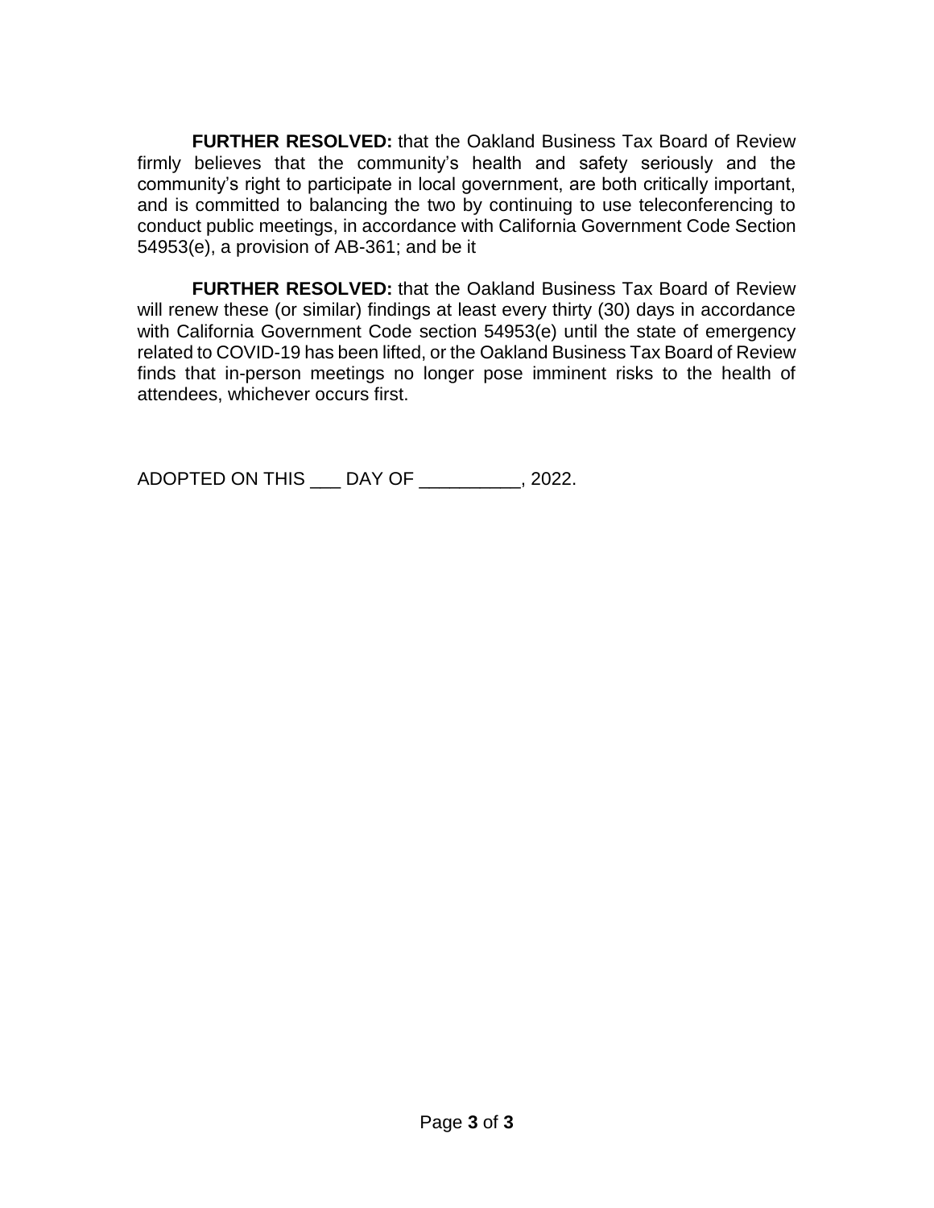**FURTHER RESOLVED:** that the Oakland Business Tax Board of Review firmly believes that the community's health and safety seriously and the community's right to participate in local government, are both critically important, and is committed to balancing the two by continuing to use teleconferencing to conduct public meetings, in accordance with California Government Code Section 54953(e), a provision of AB-361; and be it

**FURTHER RESOLVED:** that the Oakland Business Tax Board of Review will renew these (or similar) findings at least every thirty (30) days in accordance with California Government Code section 54953(e) until the state of emergency related to COVID-19 has been lifted, or the Oakland Business Tax Board of Review finds that in-person meetings no longer pose imminent risks to the health of attendees, whichever occurs first.

ADOPTED ON THIS ___ DAY OF __________, 2022.